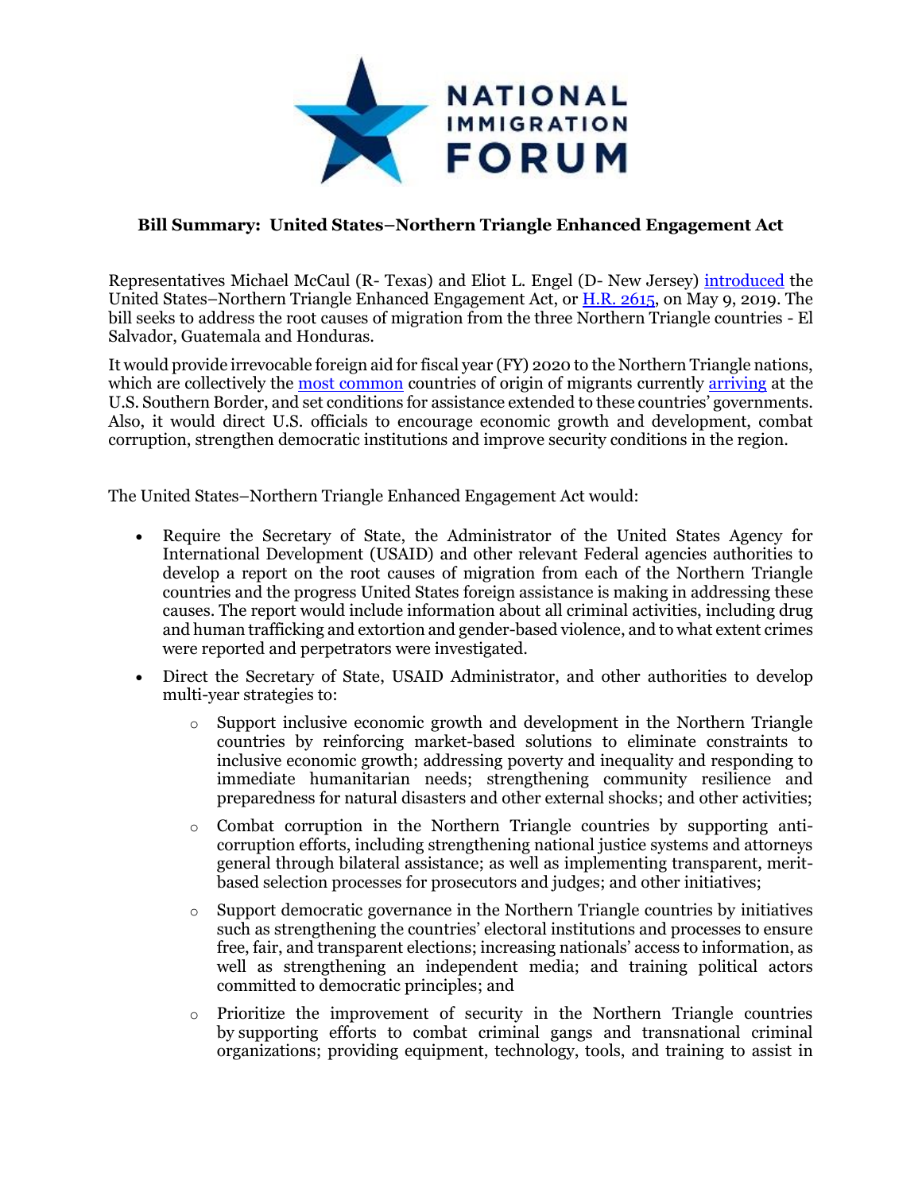NATIONAL IMMIGRATION FORUM

**Bill Summary: United States–Northern Triangle Enhanced Engagement Act**

Representatives Michael McCaul (R- Texas) and Eliot L. Engel (D- New Jersey) introduced the United States–Northern Triangle Enhanced Engagement Act, or H.R. 2615, on May 9, 2019. The bill seeks to address the root causes of migration from the three Northern Triangle countries - El Salvador, Guatemala and Honduras.

It would provide irrevocable foreign aid for fiscal year (FY) 2020 to the Northern Triangle nations, which are collectively the most common countries of origin of migrants currently arriving at the U.S. Southern Border, and set conditions for assistance extended to these countries' governments. Also, it would direct U.S. officials to encourage economic growth and development, combat corruption, strengthen democratic institutions and improve security conditions in the region.

The United States–Northern Triangle Enhanced Engagement Act would:

- Require the Secretary of State, the Administrator of the United States Agency for International Development (USAID) and other relevant Federal agencies authorities to develop a report on the root causes of migration from each of the Northern Triangle countries and the progress United States foreign assistance is making in addressing these causes. The report would include information about all criminal activities, including drug and human trafficking and extortion and gender-based violence, and to what extent crimes were reported and perpetrators were investigated.
- Direct the Secretary of State, USAID Administrator, and other authorities to develop multi-year strategies to:
  - Support inclusive economic growth and development in the Northern Triangle countries by reinforcing market-based solutions to eliminate constraints to inclusive economic growth; addressing poverty and inequality and responding to immediate humanitarian needs; strengthening community resilience and preparedness for natural disasters and other external shocks; and other activities;
  - Combat corruption in the Northern Triangle countries by supporting anti-corruption efforts, including strengthening national justice systems and attorneys general through bilateral assistance; as well as implementing transparent, merit-based selection processes for prosecutors and judges; and other initiatives;
  - Support democratic governance in the Northern Triangle countries by initiatives such as strengthening the countries' electoral institutions and processes to ensure free, fair, and transparent elections; increasing nationals' access to information, as well as strengthening an independent media; and training political actors committed to democratic principles; and
  - Prioritize the improvement of security in the Northern Triangle countries by supporting efforts to combat criminal gangs and transnational criminal organizations; providing equipment, technology, tools, and training to assist in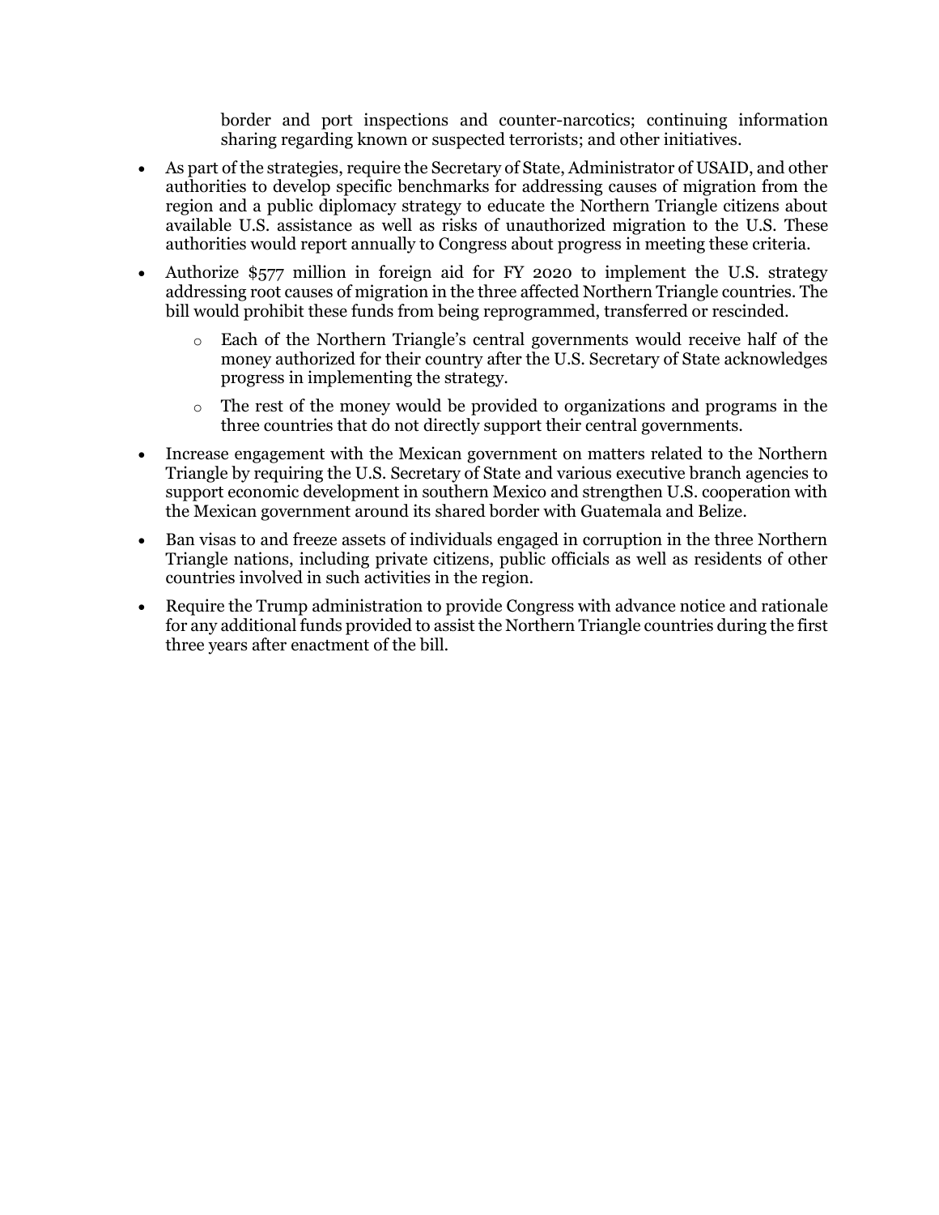border and port inspections and counter-narcotics; continuing information sharing regarding known or suspected terrorists; and other initiatives.

- As part of the strategies, require the Secretary of State, Administrator of USAID, and other authorities to develop specific benchmarks for addressing causes of migration from the region and a public diplomacy strategy to educate the Northern Triangle citizens about available U.S. assistance as well as risks of unauthorized migration to the U.S. These authorities would report annually to Congress about progress in meeting these criteria.
- Authorize $577 million in foreign aid for FY 2020 to implement the U.S. strategy addressing root causes of migration in the three affected Northern Triangle countries. The bill would prohibit these funds from being reprogrammed, transferred or rescinded.
    - Each of the Northern Triangle's central governments would receive half of the money authorized for their country after the U.S. Secretary of State acknowledges progress in implementing the strategy.
    - The rest of the money would be provided to organizations and programs in the three countries that do not directly support their central governments.
- Increase engagement with the Mexican government on matters related to the Northern Triangle by requiring the U.S. Secretary of State and various executive branch agencies to support economic development in southern Mexico and strengthen U.S. cooperation with the Mexican government around its shared border with Guatemala and Belize.
- Ban visas to and freeze assets of individuals engaged in corruption in the three Northern Triangle nations, including private citizens, public officials as well as residents of other countries involved in such activities in the region.
- Require the Trump administration to provide Congress with advance notice and rationale for any additional funds provided to assist the Northern Triangle countries during the first three years after enactment of the bill.